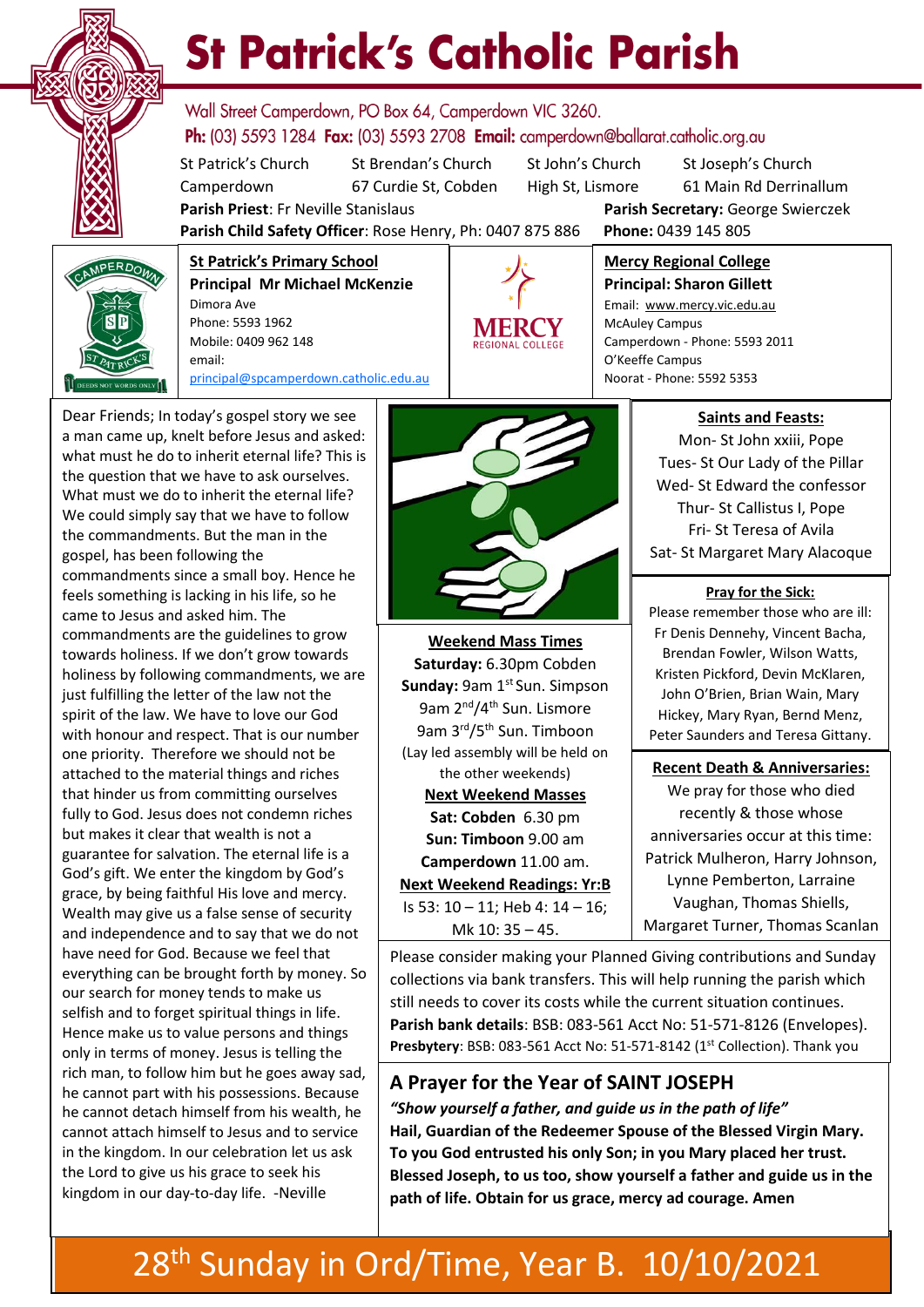# St Patrick's Catholic Parish

Wall Street Camperdown, PO Box 64, Camperdown VIC 3260.
**Ph:** (03) 5593 1284 **Fax:** (03) 5593 2708 **Email:** camperdown@ballarat.catholic.org.au

| St Patrick's Church | St Brendan's Church | St John's Church | St Joseph's Church |
|---|---|---|---|
| Camperdown | 67 Curdie St, Cobden | High St, Lismore | 61 Main Rd Derrinallum |

**Parish Priest**: Fr Neville Stanislaus
**Parish Secretary:** George Swierczek
**Parish Child Safety Officer**: Rose Henry, Ph: 0407 875 886
**Phone:** 0439 145 805

**St Patrick's Primary School**
**Principal Mr Michael McKenzie**
Dimora Ave
Phone: 5593 1962
Mobile: 0409 962 148
email:
principal@spcamperdown.catholic.edu.au

**Mercy Regional College**
**Principal: Sharon Gillett**
Email: www.mercy.vic.edu.au
McAuley Campus
Camperdown - Phone: 5593 2011
O'Keeffe Campus
Noorat - Phone: 5592 5353

Dear Friends; In today's gospel story we see a man came up, knelt before Jesus and asked: what must he do to inherit eternal life? This is the question that we have to ask ourselves. What must we do to inherit the eternal life? We could simply say that we have to follow the commandments. But the man in the gospel, has been following the commandments since a small boy. Hence he feels something is lacking in his life, so he came to Jesus and asked him. The commandments are the guidelines to grow towards holiness. If we don't grow towards holiness by following commandments, we are just fulfilling the letter of the law not the spirit of the law. We have to love our God with honour and respect. That is our number one priority. Therefore we should not be attached to the material things and riches that hinder us from committing ourselves fully to God. Jesus does not condemn riches but makes it clear that wealth is not a guarantee for salvation. The eternal life is a God's gift. We enter the kingdom by God's grace, by being faithful His love and mercy. Wealth may give us a false sense of security and independence and to say that we do not have need for God. Because we feel that everything can be brought forth by money. So our search for money tends to make us selfish and to forget spiritual things in life. Hence make us to value persons and things only in terms of money. Jesus is telling the rich man, to follow him but he goes away sad, he cannot part with his possessions. Because he cannot detach himself from his wealth, he cannot attach himself to Jesus and to service in the kingdom. In our celebration let us ask the Lord to give us his grace to seek his kingdom in our day-to-day life. -Neville

**Weekend Mass Times**
**Saturday:** 6.30pm Cobden
**Sunday:** 9am 1st Sun. Simpson
9am 2nd/4th Sun. Lismore
9am 3rd/5th Sun. Timboon
(Lay led assembly will be held on the other weekends)

**Next Weekend Masses**
**Sat: Cobden** 6.30 pm
**Sun: Timboon** 9.00 am
**Camperdown** 11.00 am.

**Next Weekend Readings: Yr:B**
Is 53: 10 – 11; Heb 4: 14 – 16; Mk 10: 35 – 45.

**Saints and Feasts:**
Mon- St John xxiii, Pope
Tues- St Our Lady of the Pillar
Wed- St Edward the confessor
Thur- St Callistus I, Pope
Fri- St Teresa of Avila
Sat- St Margaret Mary Alacoque

**Pray for the Sick:**
Please remember those who are ill: Fr Denis Dennehy, Vincent Bacha, Brendan Fowler, Wilson Watts, Kristen Pickford, Devin McKlaren, John O'Brien, Brian Wain, Mary Hickey, Mary Ryan, Bernd Menz, Peter Saunders and Teresa Gittany.

**Recent Death & Anniversaries:**
We pray for those who died recently & those whose anniversaries occur at this time: Patrick Mulheron, Harry Johnson, Lynne Pemberton, Larraine Vaughan, Thomas Shiells, Margaret Turner, Thomas Scanlan

Please consider making your Planned Giving contributions and Sunday collections via bank transfers. This will help running the parish which still needs to cover its costs while the current situation continues.
**Parish bank details**: BSB: 083-561 Acct No: 51-571-8126 (Envelopes).
**Presbytery**: BSB: 083-561 Acct No: 51-571-8142 (1st Collection). Thank you

## A Prayer for the Year of SAINT JOSEPH

***"Show yourself a father, and guide us in the path of life"***
**Hail, Guardian of the Redeemer Spouse of the Blessed Virgin Mary. To you God entrusted his only Son; in you Mary placed her trust. Blessed Joseph, to us too, show yourself a father and guide us in the path of life. Obtain for us grace, mercy ad courage. Amen**

28th Sunday in Ord/Time, Year B. 10/10/2021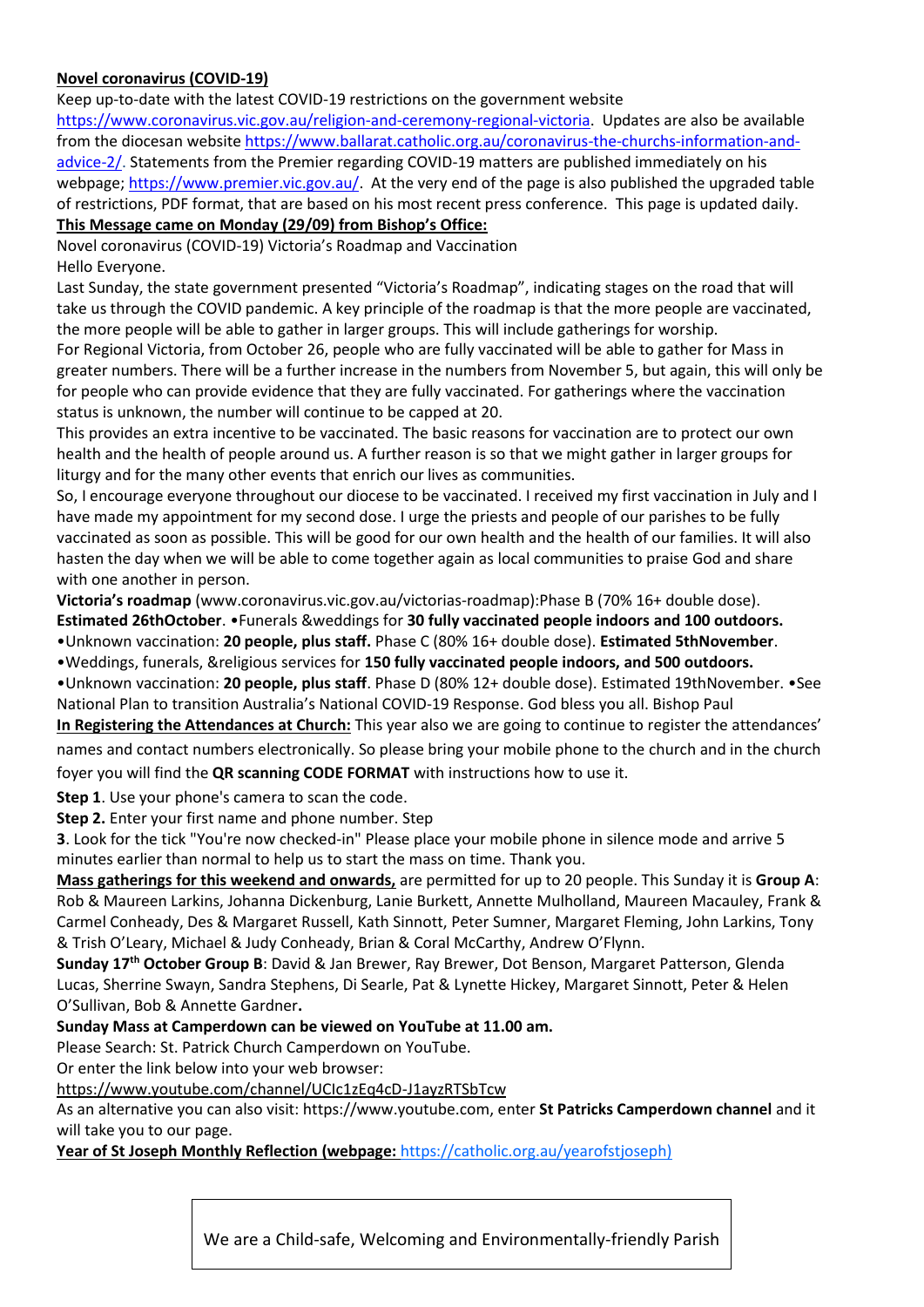**Novel coronavirus (COVID-19)**

Keep up-to-date with the latest COVID-19 restrictions on the government website https://www.coronavirus.vic.gov.au/religion-and-ceremony-regional-victoria. Updates are also be available from the diocesan website https://www.ballarat.catholic.org.au/coronavirus-the-churchs-information-and-advice-2/. Statements from the Premier regarding COVID-19 matters are published immediately on his webpage; https://www.premier.vic.gov.au/. At the very end of the page is also published the upgraded table of restrictions, PDF format, that are based on his most recent press conference. This page is updated daily.

**This Message came on Monday (29/09) from Bishop's Office:**

Novel coronavirus (COVID-19) Victoria's Roadmap and Vaccination

Hello Everyone.

Last Sunday, the state government presented "Victoria's Roadmap", indicating stages on the road that will take us through the COVID pandemic. A key principle of the roadmap is that the more people are vaccinated, the more people will be able to gather in larger groups. This will include gatherings for worship.

For Regional Victoria, from October 26, people who are fully vaccinated will be able to gather for Mass in greater numbers. There will be a further increase in the numbers from November 5, but again, this will only be for people who can provide evidence that they are fully vaccinated. For gatherings where the vaccination status is unknown, the number will continue to be capped at 20.

This provides an extra incentive to be vaccinated. The basic reasons for vaccination are to protect our own health and the health of people around us. A further reason is so that we might gather in larger groups for liturgy and for the many other events that enrich our lives as communities.

So, I encourage everyone throughout our diocese to be vaccinated. I received my first vaccination in July and I have made my appointment for my second dose. I urge the priests and people of our parishes to be fully vaccinated as soon as possible. This will be good for our own health and the health of our families. It will also hasten the day when we will be able to come together again as local communities to praise God and share with one another in person.

**Victoria's roadmap** (www.coronavirus.vic.gov.au/victorias-roadmap):Phase B (70% 16+ double dose). **Estimated 26thOctober**. •Funerals &weddings for **30 fully vaccinated people indoors and 100 outdoors.**
•Unknown vaccination: **20 people, plus staff.** Phase C (80% 16+ double dose). **Estimated 5thNovember**.
•Weddings, funerals, &religious services for **150 fully vaccinated people indoors, and 500 outdoors.**
•Unknown vaccination: **20 people, plus staff**. Phase D (80% 12+ double dose). Estimated 19thNovember. •See National Plan to transition Australia's National COVID-19 Response. God bless you all. Bishop Paul

**In Registering the Attendances at Church:** This year also we are going to continue to register the attendances' names and contact numbers electronically. So please bring your mobile phone to the church and in the church foyer you will find the **QR scanning CODE FORMAT** with instructions how to use it.

**Step 1**. Use your phone's camera to scan the code.

**Step 2.** Enter your first name and phone number. Step

**3**. Look for the tick "You're now checked-in" Please place your mobile phone in silence mode and arrive 5 minutes earlier than normal to help us to start the mass on time. Thank you.

**Mass gatherings for this weekend and onwards,** are permitted for up to 20 people. This Sunday it is **Group A**: Rob & Maureen Larkins, Johanna Dickenburg, Lanie Burkett, Annette Mulholland, Maureen Macauley, Frank & Carmel Conheady, Des & Margaret Russell, Kath Sinnott, Peter Sumner, Margaret Fleming, John Larkins, Tony & Trish O'Leary, Michael & Judy Conheady, Brian & Coral McCarthy, Andrew O'Flynn.

**Sunday 17th October Group B**: David & Jan Brewer, Ray Brewer, Dot Benson, Margaret Patterson, Glenda Lucas, Sherrine Swayn, Sandra Stephens, Di Searle, Pat & Lynette Hickey, Margaret Sinnott, Peter & Helen O'Sullivan, Bob & Annette Gardner**.**

**Sunday Mass at Camperdown can be viewed on YouTube at 11.00 am.**

Please Search: St. Patrick Church Camperdown on YouTube.

Or enter the link below into your web browser:

https://www.youtube.com/channel/UCIc1zEq4cD-J1ayzRTSbTcw

As an alternative you can also visit: https://www.youtube.com, enter **St Patricks Camperdown channel** and it will take you to our page.

**Year of St Joseph Monthly Reflection (webpage:** https://catholic.org.au/yearofstjoseph)

We are a Child-safe, Welcoming and Environmentally-friendly Parish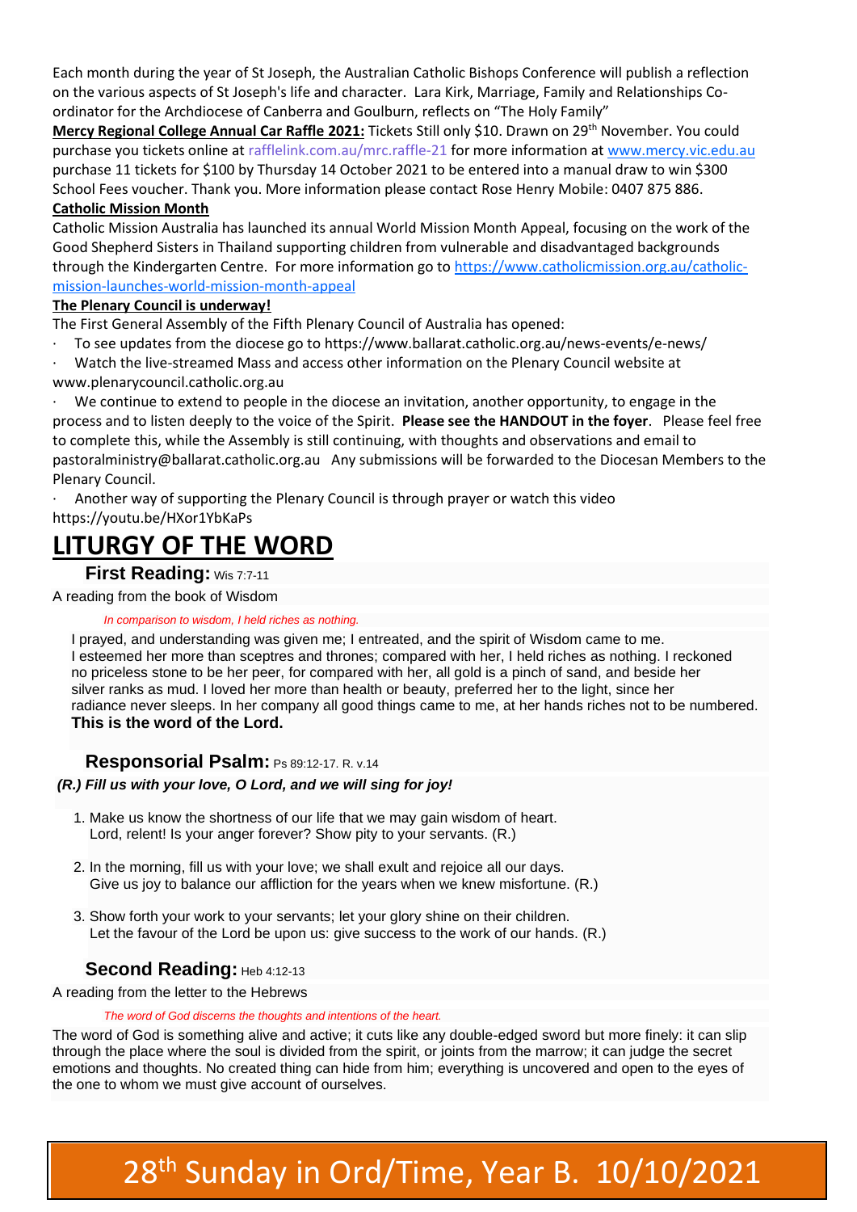Each month during the year of St Joseph, the Australian Catholic Bishops Conference will publish a reflection on the various aspects of St Joseph's life and character. Lara Kirk, Marriage, Family and Relationships Co-ordinator for the Archdiocese of Canberra and Goulburn, reflects on "The Holy Family"

**Mercy Regional College Annual Car Raffle 2021:** Tickets Still only $10. Drawn on 29th November. You could purchase you tickets online at rafflelink.com.au/mrc.raffle-21 for more information at www.mercy.vic.edu.au purchase 11 tickets for $100 by Thursday 14 October 2021 to be entered into a manual draw to win $300 School Fees voucher. Thank you. More information please contact Rose Henry Mobile: 0407 875 886.

**Catholic Mission Month**

Catholic Mission Australia has launched its annual World Mission Month Appeal, focusing on the work of the Good Shepherd Sisters in Thailand supporting children from vulnerable and disadvantaged backgrounds through the Kindergarten Centre. For more information go to https://www.catholicmission.org.au/catholic-mission-launches-world-mission-month-appeal

**The Plenary Council is underway!**

The First General Assembly of the Fifth Plenary Council of Australia has opened:

- To see updates from the diocese go to https://www.ballarat.catholic.org.au/news-events/e-news/
- Watch the live-streamed Mass and access other information on the Plenary Council website at www.plenarycouncil.catholic.org.au
- We continue to extend to people in the diocese an invitation, another opportunity, to engage in the process and to listen deeply to the voice of the Spirit. **Please see the HANDOUT in the foyer**. Please feel free to complete this, while the Assembly is still continuing, with thoughts and observations and email to pastoralministry@ballarat.catholic.org.au Any submissions will be forwarded to the Diocesan Members to the Plenary Council.
- Another way of supporting the Plenary Council is through prayer or watch this video https://youtu.be/HXor1YbKaPs

# LITURGY OF THE WORD

## First Reading: Wis 7:7-11

A reading from the book of Wisdom

*In comparison to wisdom, I held riches as nothing.*

I prayed, and understanding was given me; I entreated, and the spirit of Wisdom came to me. I esteemed her more than sceptres and thrones; compared with her, I held riches as nothing. I reckoned no priceless stone to be her peer, for compared with her, all gold is a pinch of sand, and beside her silver ranks as mud. I loved her more than health or beauty, preferred her to the light, since her radiance never sleeps. In her company all good things came to me, at her hands riches not to be numbered.
**This is the word of the Lord.**

## Responsorial Psalm: Ps 89:12-17. R. v.14

***(R.) Fill us with your love, O Lord, and we will sing for joy!***

1. Make us know the shortness of our life that we may gain wisdom of heart.
   Lord, relent! Is your anger forever? Show pity to your servants. (R.)

2. In the morning, fill us with your love; we shall exult and rejoice all our days.
   Give us joy to balance our affliction for the years when we knew misfortune. (R.)

3. Show forth your work to your servants; let your glory shine on their children.
   Let the favour of the Lord be upon us: give success to the work of our hands. (R.)

## Second Reading: Heb 4:12-13

A reading from the letter to the Hebrews

*The word of God discerns the thoughts and intentions of the heart.*

The word of God is something alive and active; it cuts like any double-edged sword but more finely: it can slip through the place where the soul is divided from the spirit, or joints from the marrow; it can judge the secret emotions and thoughts. No created thing can hide from him; everything is uncovered and open to the eyes of the one to whom we must give account of ourselves.

28th Sunday in Ord/Time, Year B. 10/10/2021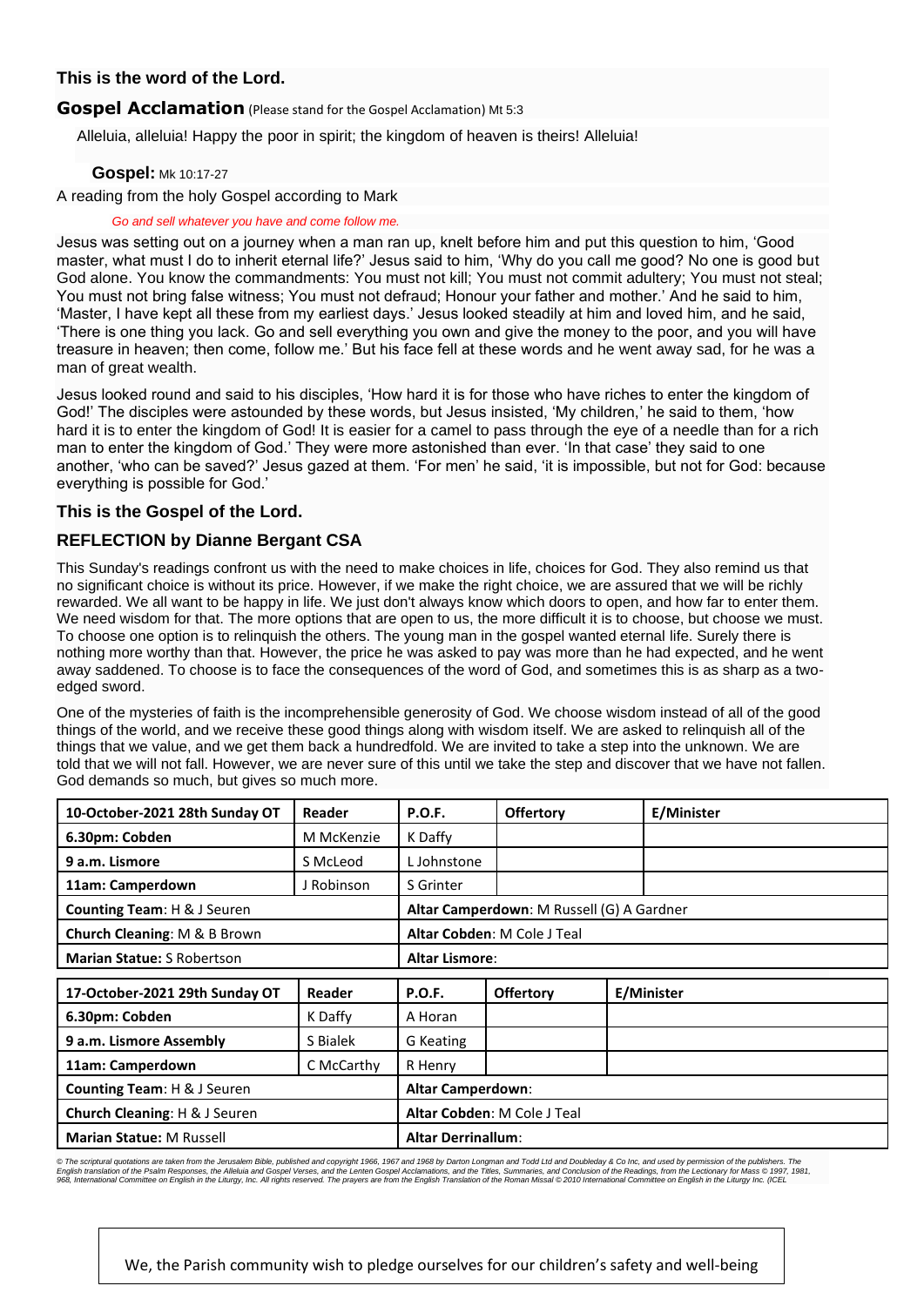**This is the word of the Lord.**

**Gospel Acclamation** (Please stand for the Gospel Acclamation) Mt 5:3

Alleluia, alleluia! Happy the poor in spirit; the kingdom of heaven is theirs! Alleluia!

**Gospel:** Mk 10:17-27

A reading from the holy Gospel according to Mark

*Go and sell whatever you have and come follow me.*

Jesus was setting out on a journey when a man ran up, knelt before him and put this question to him, 'Good master, what must I do to inherit eternal life?' Jesus said to him, 'Why do you call me good? No one is good but God alone. You know the commandments: You must not kill; You must not commit adultery; You must not steal; You must not bring false witness; You must not defraud; Honour your father and mother.' And he said to him, 'Master, I have kept all these from my earliest days.' Jesus looked steadily at him and loved him, and he said, 'There is one thing you lack. Go and sell everything you own and give the money to the poor, and you will have treasure in heaven; then come, follow me.' But his face fell at these words and he went away sad, for he was a man of great wealth.

Jesus looked round and said to his disciples, 'How hard it is for those who have riches to enter the kingdom of God!' The disciples were astounded by these words, but Jesus insisted, 'My children,' he said to them, 'how hard it is to enter the kingdom of God! It is easier for a camel to pass through the eye of a needle than for a rich man to enter the kingdom of God.' They were more astonished than ever. 'In that case' they said to one another, 'who can be saved?' Jesus gazed at them. 'For men' he said, 'it is impossible, but not for God: because everything is possible for God.'

**This is the Gospel of the Lord.**

## REFLECTION by Dianne Bergant CSA

This Sunday's readings confront us with the need to make choices in life, choices for God. They also remind us that no significant choice is without its price. However, if we make the right choice, we are assured that we will be richly rewarded. We all want to be happy in life. We just don't always know which doors to open, and how far to enter them. We need wisdom for that. The more options that are open to us, the more difficult it is to choose, but choose we must. To choose one option is to relinquish the others. The young man in the gospel wanted eternal life. Surely there is nothing more worthy than that. However, the price he was asked to pay was more than he had expected, and he went away saddened. To choose is to face the consequences of the word of God, and sometimes this is as sharp as a two-edged sword.

One of the mysteries of faith is the incomprehensible generosity of God. We choose wisdom instead of all of the good things of the world, and we receive these good things along with wisdom itself. We are asked to relinquish all of the things that we value, and we get them back a hundredfold. We are invited to take a step into the unknown. We are told that we will not fall. However, we are never sure of this until we take the step and discover that we have not fallen. God demands so much, but gives so much more.

| 10-October-2021 28th Sunday OT | Reader | P.O.F. | Offertory | E/Minister |
|---|---|---|---|---|
| **6.30pm: Cobden** | M McKenzie | K Daffy | | |
| **9 a.m. Lismore** | S McLeod | L Johnstone | | |
| **11am: Camperdown** | J Robinson | S Grinter | | |
| **Counting Team**: H & J Seuren | | **Altar Camperdown**: M Russell (G) A Gardner | | |
| **Church Cleaning**: M & B Brown | | **Altar Cobden**: M Cole J Teal | | |
| **Marian Statue:** S Robertson | | **Altar Lismore**: | | |

| 17-October-2021 29th Sunday OT | Reader | P.O.F. | Offertory | E/Minister |
|---|---|---|---|---|
| **6.30pm: Cobden** | K Daffy | A Horan | | |
| **9 a.m. Lismore Assembly** | S Bialek | G Keating | | |
| **11am: Camperdown** | C McCarthy | R Henry | | |
| **Counting Team**: H & J Seuren | | **Altar Camperdown**: | | |
| **Church Cleaning**: H & J Seuren | | **Altar Cobden**: M Cole J Teal | | |
| **Marian Statue:** M Russell | | **Altar Derrinallum**: | | |

*© The scriptural quotations are taken from the Jerusalem Bible, published and copyright 1966, 1967 and 1968 by Darton Longman and Todd Ltd and Doubleday & Co Inc, and used by permission of the publishers. The English translation of the Psalm Responses, the Alleluia and Gospel Verses, and the Lenten Gospel Acclamations, and the Titles, Summaries, and Conclusion of the Readings, from the Lectionary for Mass © 1997, 1981, 968, International Committee on English in the Liturgy, Inc. All rights reserved. The prayers are from the English Translation of the Roman Missal © 2010 International Committee on English in the Liturgy Inc. (ICEL*

We, the Parish community wish to pledge ourselves for our children's safety and well-being